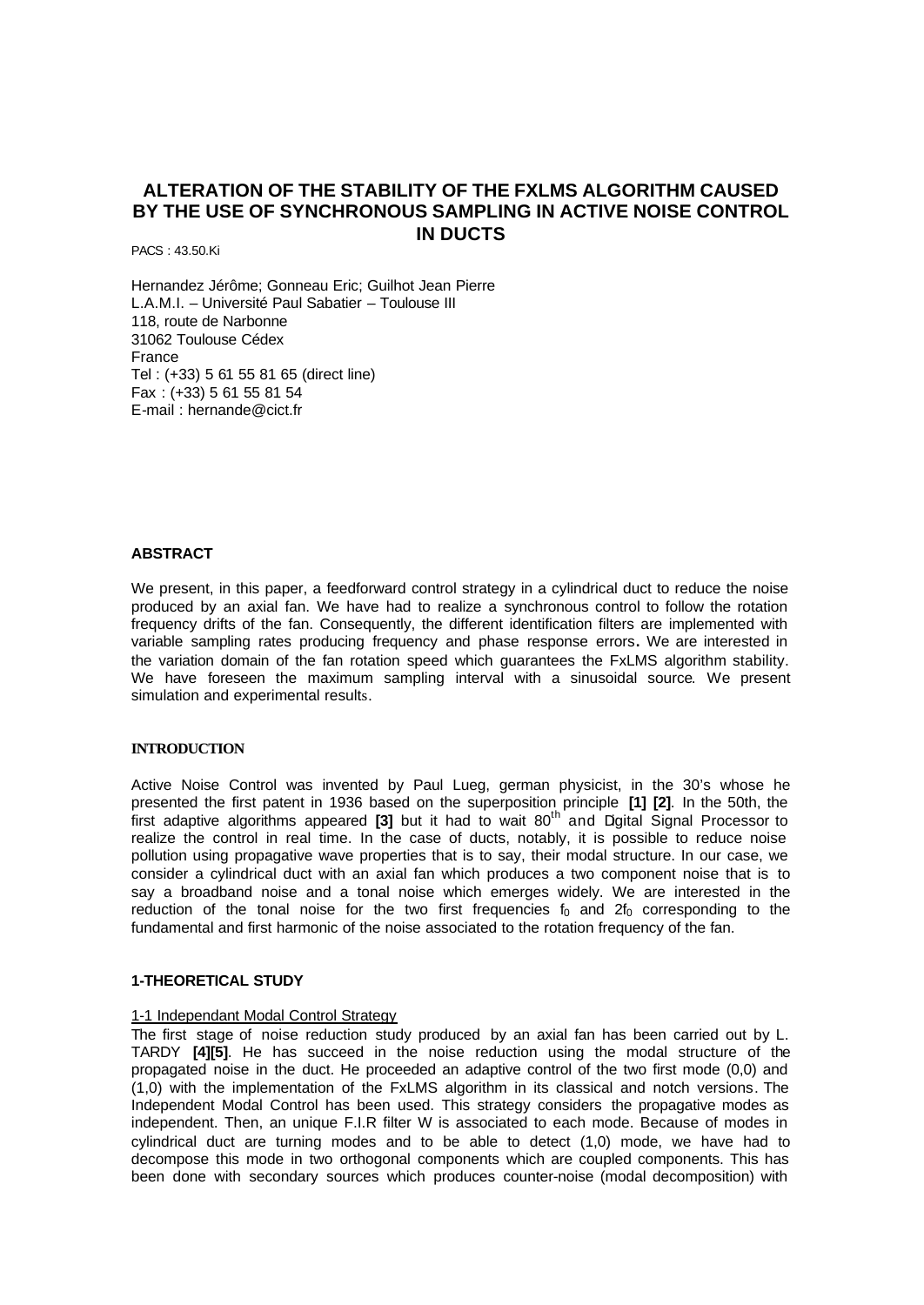# ALTERATION OF THE STABILITY OF THE FXLMS ALGORITHM CAUSED BY THE USE OF SYNCHRONOUS SAMPLING IN ACTIVE NOISE CONTROL IN DUCTS

PACS : 43.50.Ki

Hernandez Jérôme; Gonneau Eric; Guilhot Jean Pierre
L.A.M.I. – Université Paul Sabatier – Toulouse III
118, route de Narbonne
31062 Toulouse Cédex
France
Tel : (+33) 5 61 55 81 65 (direct line)
Fax : (+33) 5 61 55 81 54
E-mail : hernande@cict.fr

## ABSTRACT

We present, in this paper, a feedforward control strategy in a cylindrical duct to reduce the noise produced by an axial fan. We have had to realize a synchronous control to follow the rotation frequency drifts of the fan. Consequently, the different identification filters are implemented with variable sampling rates producing frequency and phase response errors**.** We are interested in the variation domain of the fan rotation speed which guarantees the FxLMS algorithm stability. We have foreseen the maximum sampling interval with a sinusoidal source. We present simulation and experimental results.

## INTRODUCTION

Active Noise Control was invented by Paul Lueg, german physicist, in the 30's whose he presented the first patent in 1936 based on the superposition principle **[1] [2]**. In the 50th, the first adaptive algorithms appeared **[3]** but it had to wait 80$^{th}$ and Digital Signal Processor to realize the control in real time. In the case of ducts, notably, it is possible to reduce noise pollution using propagative wave properties that is to say, their modal structure. In our case, we consider a cylindrical duct with an axial fan which produces a two component noise that is to say a broadband noise and a tonal noise which emerges widely. We are interested in the reduction of the tonal noise for the two first frequencies $f_0$ and $2f_0$ corresponding to the fundamental and first harmonic of the noise associated to the rotation frequency of the fan.

## 1-THEORETICAL STUDY

### 1-1 Independant Modal Control Strategy

The first stage of noise reduction study produced by an axial fan has been carried out by L. TARDY **[4][5]**. He has succeed in the noise reduction using the modal structure of the propagated noise in the duct. He proceeded an adaptive control of the two first mode (0,0) and (1,0) with the implementation of the FxLMS algorithm in its classical and notch versions. The Independent Modal Control has been used. This strategy considers the propagative modes as independent. Then, an unique F.I.R filter W is associated to each mode. Because of modes in cylindrical duct are turning modes and to be able to detect (1,0) mode, we have had to decompose this mode in two orthogonal components which are coupled components. This has been done with secondary sources which produces counter-noise (modal decomposition) with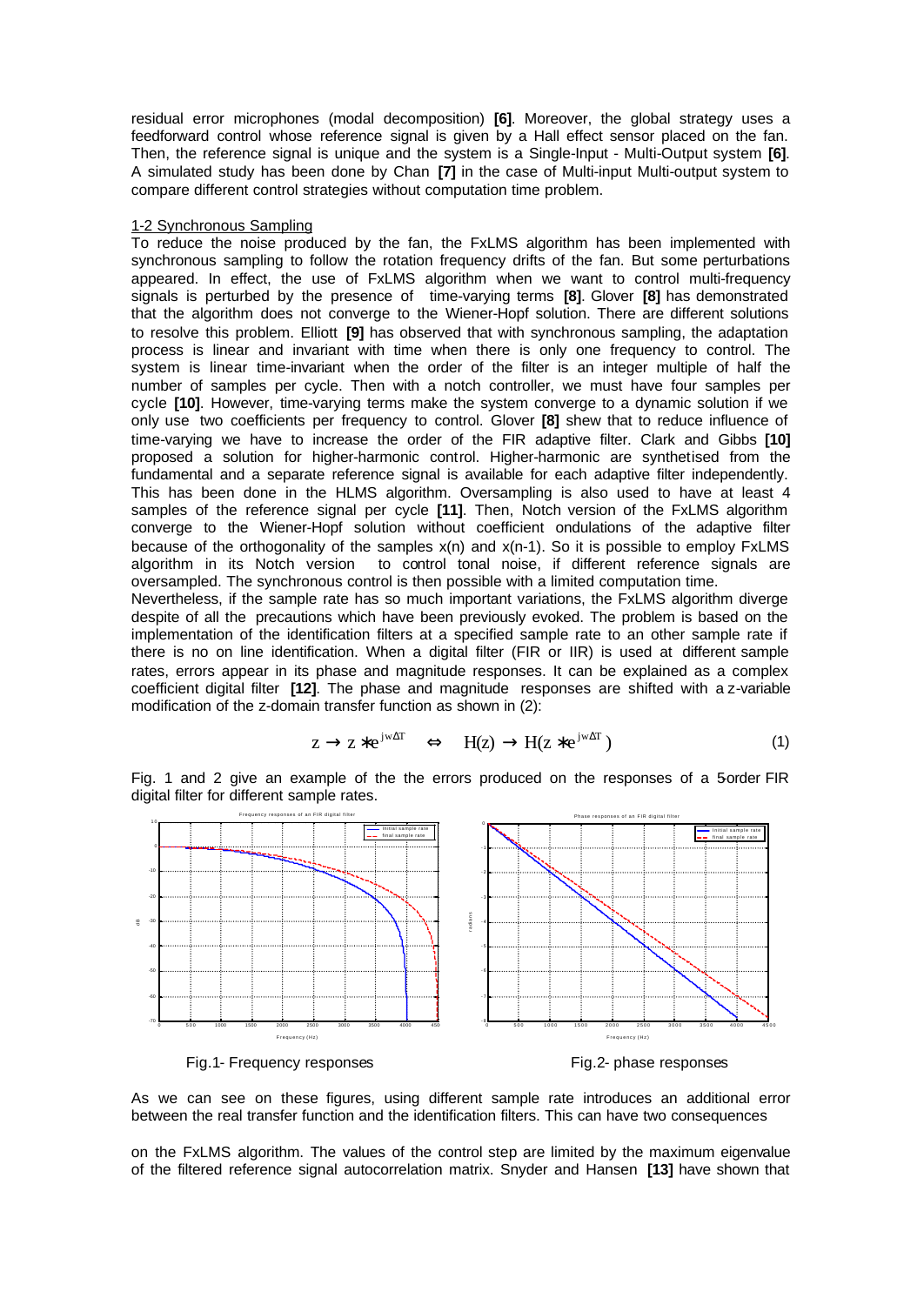residual error microphones (modal decomposition) **[6]**. Moreover, the global strategy uses a feedforward control whose reference signal is given by a Hall effect sensor placed on the fan. Then, the reference signal is unique and the system is a Single-Input - Multi-Output system **[6]**. A simulated study has been done by Chan **[7]** in the case of Multi-input Multi-output system to compare different control strategies without computation time problem.

### 1-2 Synchronous Sampling

To reduce the noise produced by the fan, the FxLMS algorithm has been implemented with synchronous sampling to follow the rotation frequency drifts of the fan. But some perturbations appeared. In effect, the use of FxLMS algorithm when we want to control multi-frequency signals is perturbed by the presence of time-varying terms **[8]**. Glover **[8]** has demonstrated that the algorithm does not converge to the Wiener-Hopf solution. There are different solutions to resolve this problem. Elliott **[9]** has observed that with synchronous sampling, the adaptation process is linear and invariant with time when there is only one frequency to control. The system is linear time-invariant when the order of the filter is an integer multiple of half the number of samples per cycle. Then with a notch controller, we must have four samples per cycle **[10]**. However, time-varying terms make the system converge to a dynamic solution if we only use two coefficients per frequency to control. Glover **[8]** shew that to reduce influence of time-varying we have to increase the order of the FIR adaptive filter. Clark and Gibbs **[10]** proposed a solution for higher-harmonic control. Higher-harmonic are synthetised from the fundamental and a separate reference signal is available for each adaptive filter independently. This has been done in the HLMS algorithm. Oversampling is also used to have at least 4 samples of the reference signal per cycle **[11]**. Then, Notch version of the FxLMS algorithm converge to the Wiener-Hopf solution without coefficient ondulations of the adaptive filter because of the orthogonality of the samples x(n) and x(n-1). So it is possible to employ FxLMS algorithm in its Notch version to control tonal noise, if different reference signals are oversampled. The synchronous control is then possible with a limited computation time.

Nevertheless, if the sample rate has so much important variations, the FxLMS algorithm diverge despite of all the precautions which have been previously evoked. The problem is based on the implementation of the identification filters at a specified sample rate to an other sample rate if there is no on line identification. When a digital filter (FIR or IIR) is used at different sample rates, errors appear in its phase and magnitude responses. It can be explained as a complex coefficient digital filter **[12]**. The phase and magnitude responses are shifted with a z-variable modification of the z-domain transfer function as shown in (2):

$$z \rightarrow z * e^{jw\Delta T} \quad \Leftrightarrow \quad H(z) \rightarrow H(z * e^{jw\Delta T}) \tag{1}$$

Fig. 1 and 2 give an example of the the errors produced on the responses of a 5-order FIR digital filter for different sample rates.

Fig.1- Frequency responses

Fig.2- phase responses

As we can see on these figures, using different sample rate introduces an additional error between the real transfer function and the identification filters. This can have two consequences

on the FxLMS algorithm. The values of the control step are limited by the maximum eigenvalue of the filtered reference signal autocorrelation matrix. Snyder and Hansen **[13]** have shown that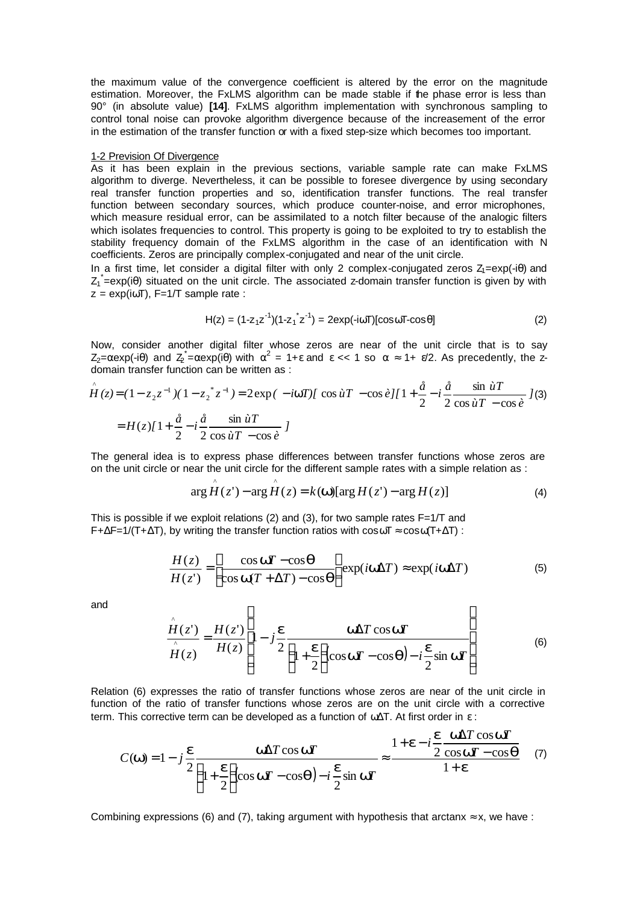the maximum value of the convergence coefficient is altered by the error on the magnitude estimation. Moreover, the FxLMS algorithm can be made stable if the phase error is less than 90° (in absolute value) **[14]**. FxLMS algorithm implementation with synchronous sampling to control tonal noise can provoke algorithm divergence because of the increasement of the error in the estimation of the transfer function or with a fixed step-size which becomes too important.

## 1-2 Prevision Of Divergence

As it has been explain in the previous sections, variable sample rate can make FxLMS algorithm to diverge. Nevertheless, it can be possible to foresee divergence by using secondary real transfer function properties and so, identification transfer functions. The real transfer function between secondary sources, which produce counter-noise, and error microphones, which measure residual error, can be assimilated to a notch filter because of the analogic filters which isolates frequencies to control. This property is going to be exploited to try to establish the stability frequency domain of the FxLMS algorithm in the case of an identification with N coefficients. Zeros are principally complex-conjugated and near of the unit circle.

In a first time, let consider a digital filter with only 2 complex-conjugated zeros $Z_1=\exp(-i\theta)$ and $Z_1^*=\exp(i\theta)$ situated on the unit circle. The associated z-domain transfer function is given by with $z = \exp(i\omega T)$, $F=1/T$ sample rate :

$$H(z) = (1-z_1 z^{-1})(1-z_1^* z^{-1}) = 2\exp(-i\omega T)[\cos\omega T-\cos\theta] \tag{2}$$

Now, consider another digital filter whose zeros are near of the unit circle that is to say $Z_2=\alpha\exp(-i\theta)$ and $Z_2^*=\alpha\exp(i\theta)$ with $\alpha^2 = 1+\varepsilon$ and $\varepsilon << 1$ so $\alpha \approx 1+ \varepsilon/2$. As precedently, the z-domain transfer function can be written as :

$$\hat{H}(z) = (1-z_2 z^{-1})(1-z_2^* z^{-1}) = 2\exp(-i\omega T)[\cos\omega T - \cos\theta][1+\frac{\varepsilon}{2} - i\frac{\varepsilon}{2}\frac{\sin\omega T}{\cos\omega T - \cos\theta}] \tag{3}$$

$$= H(z)[1+\frac{\varepsilon}{2} - i\frac{\varepsilon}{2}\frac{\sin\omega T}{\cos\omega T - \cos\theta}]$$

The general idea is to express phase differences between transfer functions whose zeros are on the unit circle or near the unit circle for the different sample rates with a simple relation as :

$$\arg\hat{H}(z') - \arg\hat{H}(z) = k(\omega)[\arg H(z') - \arg H(z)] \tag{4}$$

This is possible if we exploit relations (2) and (3), for two sample rates $F=1/T$ and $F+\Delta F=1/(T+\Delta T)$, by writing the transfer function ratios with $\cos\omega T \approx \cos\omega(T+\Delta T)$ :

$$\frac{H(z)}{H(z')} = \left(\frac{\cos\omega T - \cos\theta}{\cos\omega(T+\Delta T) - \cos\theta}\right)\exp(i\omega\Delta T) \approx \exp(i\omega\Delta T) \tag{5}$$

and

$$\frac{\hat{H}(z')}{\hat{H}(z)} = \frac{H(z')}{H(z)}\left(1 - j\frac{\varepsilon}{2}\frac{\omega\Delta T\cos\omega T}{\left(1+\frac{\varepsilon}{2}\right)\left(\cos\omega T - \cos\theta\right) - i\frac{\varepsilon}{2}\sin\omega T}\right) \tag{6}$$

Relation (6) expresses the ratio of transfer functions whose zeros are near of the unit circle in function of the ratio of transfer functions whose zeros are on the unit circle with a corrective term. This corrective term can be developed as a function of $\omega\Delta T$. At first order in $\varepsilon$ :

$$C(\omega) = 1 - j\frac{\varepsilon}{2}\frac{\omega\Delta T\cos\omega T}{\left(1+\frac{\varepsilon}{2}\right)\left(\cos\omega T - \cos\theta\right) - i\frac{\varepsilon}{2}\sin\omega T} \approx \frac{1+\varepsilon - i\frac{\varepsilon}{2}\frac{\omega\Delta T\cos\omega T}{\cos\omega T - \cos\theta}}{1+\varepsilon} \tag{7}$$

Combining expressions (6) and (7), taking argument with hypothesis that $\arctan x \approx x$, we have :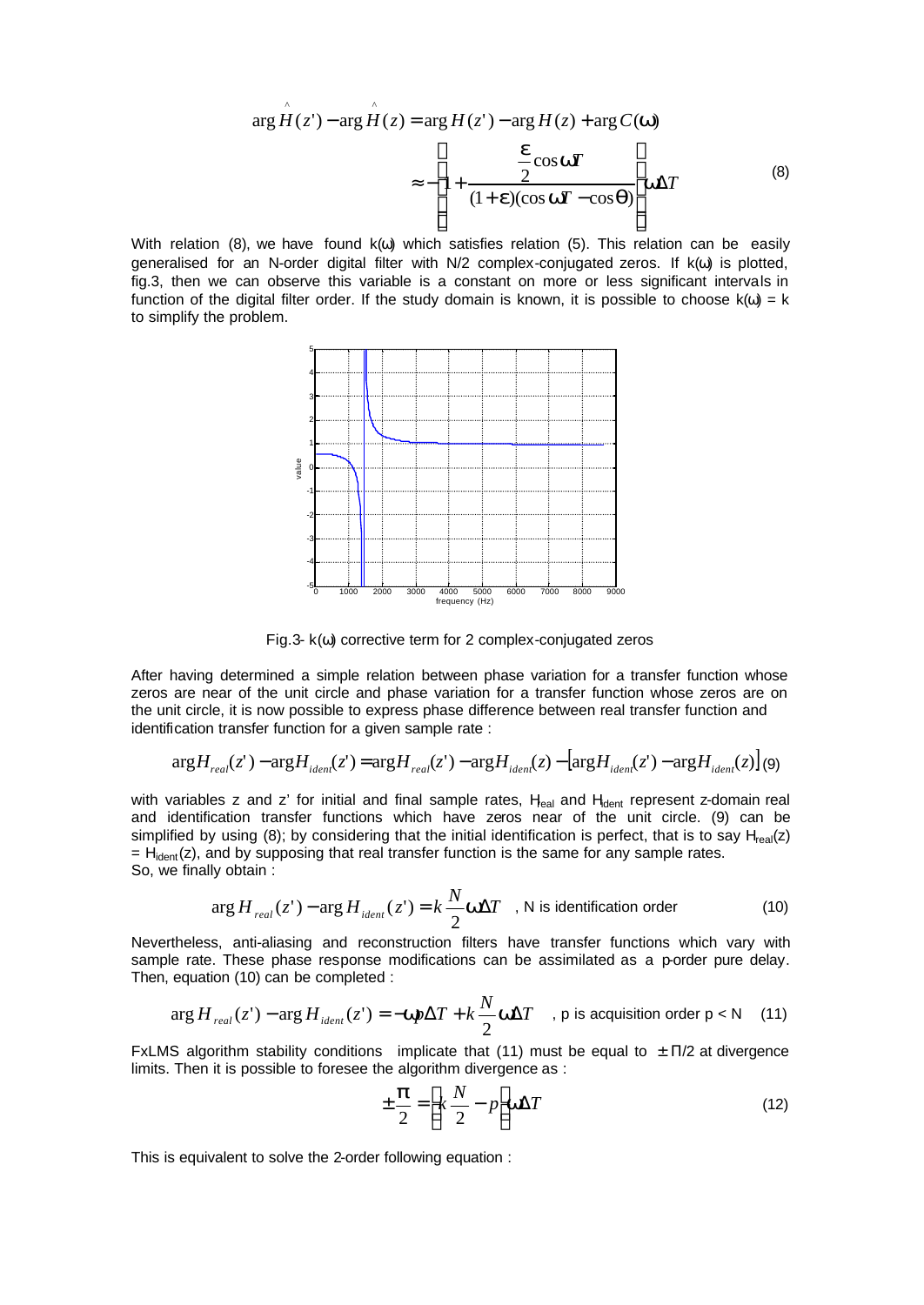$$\arg \hat{H}(z') - \arg \hat{H}(z) = \arg H(z') - \arg H(z) + \arg C(\omega)$$

$$\approx -\left(1 + \frac{\frac{\varepsilon}{2}\cos\omega T}{(1+\varepsilon)(\cos\omega T - \cos\theta)}\right)\omega \Delta T \tag{8}$$

With relation (8), we have found $k(\omega)$ which satisfies relation (5). This relation can be easily generalised for an N-order digital filter with N/2 complex-conjugated zeros. If $k(\omega)$ is plotted, fig.3, then we can observe this variable is a constant on more or less significant intervals in function of the digital filter order. If the study domain is known, it is possible to choose $k(\omega) = k$ to simplify the problem.

Fig.3- $k(\omega)$ corrective term for 2 complex-conjugated zeros

After having determined a simple relation between phase variation for a transfer function whose zeros are near of the unit circle and phase variation for a transfer function whose zeros are on the unit circle, it is now possible to express phase difference between real transfer function and identification transfer function for a given sample rate :

$$\arg H_{real}(z') - \arg H_{ident}(z') = \arg H_{real}(z') - \arg H_{ident}(z) - \left[\arg H_{ident}(z') - \arg H_{ident}(z)\right] \tag{9}$$

with variables z and z' for initial and final sample rates, $H_{real}$ and $H_{ident}$ represent z-domain real and identification transfer functions which have zeros near of the unit circle. (9) can be simplified by using (8); by considering that the initial identification is perfect, that is to say $H_{real}(z) = H_{ident}(z)$, and by supposing that real transfer function is the same for any sample rates.
So, we finally obtain :

$$\arg H_{real}(z') - \arg H_{ident}(z') = k\frac{N}{2}\omega \Delta T \quad \text{, N is identification order} \tag{10}$$

Nevertheless, anti-aliasing and reconstruction filters have transfer functions which vary with sample rate. These phase response modifications can be assimilated as a p-order pure delay. Then, equation (10) can be completed :

$$\arg H_{real}(z') - \arg H_{ident}(z') = -\omega p \Delta T + k\frac{N}{2}\omega \Delta T \quad \text{, p is acquisition order } p < N \tag{11}$$

FxLMS algorithm stability conditions implicate that (11) must be equal to $\pm\Pi/2$ at divergence limits. Then it is possible to foresee the algorithm divergence as :

$$\pm\frac{\pi}{2} = \left(k\frac{N}{2} - p\right)\omega \Delta T \tag{12}$$

This is equivalent to solve the 2-order following equation :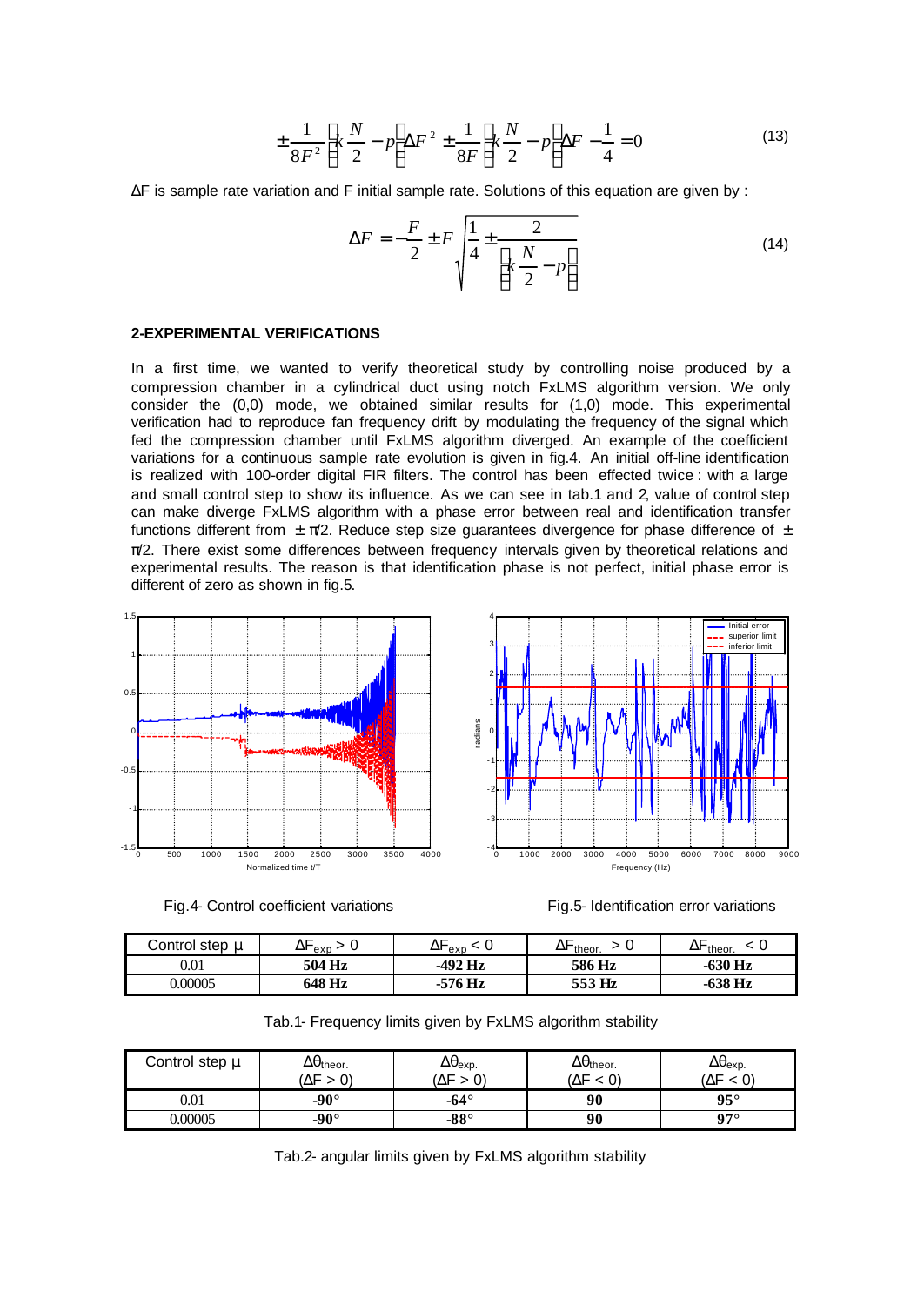$$\pm\frac{1}{8F^2}\left(k\frac{N}{2}-p\right)\Delta F^2 \pm\frac{1}{8F}\left(k\frac{N}{2}-p\right)\Delta F -\frac{1}{4}=0 \quad (13)$$

ΔF is sample rate variation and F initial sample rate. Solutions of this equation are given by :

$$\Delta F = -\frac{F}{2} \pm F\sqrt{\frac{1}{4} \pm \frac{2}{\left(k\frac{N}{2}-p\right)}} \quad (14)$$

## 2-EXPERIMENTAL VERIFICATIONS

In a first time, we wanted to verify theoretical study by controlling noise produced by a compression chamber in a cylindrical duct using notch FxLMS algorithm version. We only consider the (0,0) mode, we obtained similar results for (1,0) mode. This experimental verification had to reproduce fan frequency drift by modulating the frequency of the signal which fed the compression chamber until FxLMS algorithm diverged. An example of the coefficient variations for a continuous sample rate evolution is given in fig.4. An initial off-line identification is realized with 100-order digital FIR filters. The control has been effected twice : with a large and small control step to show its influence. As we can see in tab.1 and 2, value of control step can make diverge FxLMS algorithm with a phase error between real and identification transfer functions different from $\pm\pi/2$. Reduce step size guarantees divergence for phase difference of $\pm\pi/2$. There exist some differences between frequency intervals given by theoretical relations and experimental results. The reason is that identification phase is not perfect, initial phase error is different of zero as shown in fig.5.

Fig.4- Control coefficient variations

Fig.5- Identification error variations

| Control step μ | $\Delta F_{exp} > 0$ | $\Delta F_{exp} < 0$ | $\Delta F_{theor.} > 0$ | $\Delta F_{theor.} < 0$ |
|---|---|---|---|---|
| 0.01 | **504 Hz** | **-492 Hz** | **586 Hz** | **-630 Hz** |
| 0.00005 | **648 Hz** | **-576 Hz** | **553 Hz** | **-638 Hz** |

Tab.1- Frequency limits given by FxLMS algorithm stability

| Control step μ | $\Delta\theta_{theor.}$ ($\Delta F > 0$) | $\Delta\theta_{exp.}$ ($\Delta F > 0$) | $\Delta\theta_{theor.}$ ($\Delta F < 0$) | $\Delta\theta_{exp.}$ ($\Delta F < 0$) |
|---|---|---|---|---|
| 0.01 | **-90°** | **-64°** | **90** | **95°** |
| 0.00005 | **-90°** | **-88°** | **90** | **97°** |

Tab.2- angular limits given by FxLMS algorithm stability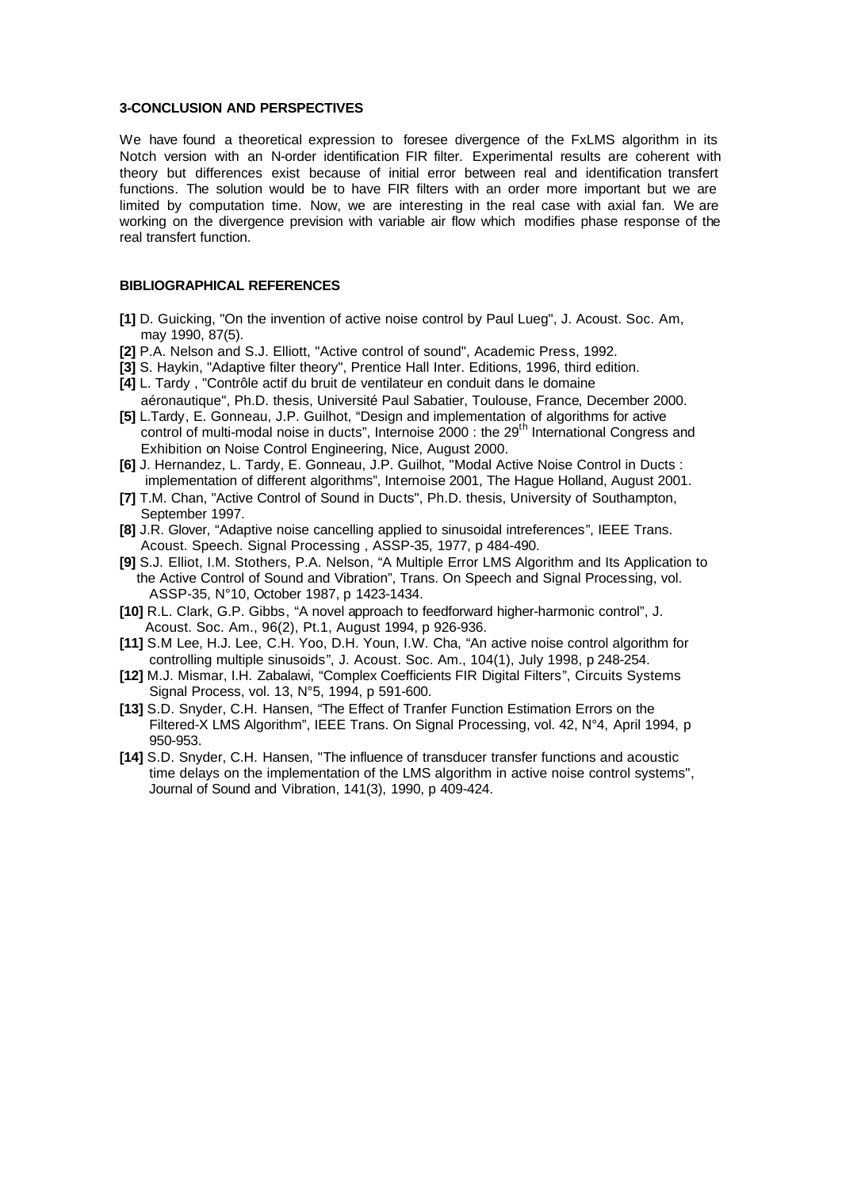### 3-CONCLUSION AND PERSPECTIVES

We have found a theoretical expression to foresee divergence of the FxLMS algorithm in its Notch version with an N-order identification FIR filter. Experimental results are coherent with theory but differences exist because of initial error between real and identification transfert functions. The solution would be to have FIR filters with an order more important but we are limited by computation time. Now, we are interesting in the real case with axial fan. We are working on the divergence prevision with variable air flow which modifies phase response of the real transfert function.

### BIBLIOGRAPHICAL REFERENCES

**[1]** D. Guicking, "On the invention of active noise control by Paul Lueg", J. Acoust. Soc. Am, may 1990, 87(5).

**[2]** P.A. Nelson and S.J. Elliott, "Active control of sound", Academic Press, 1992.

**[3]** S. Haykin, "Adaptive filter theory", Prentice Hall Inter. Editions, 1996, third edition.

**[4]** L. Tardy , "Contrôle actif du bruit de ventilateur en conduit dans le domaine aéronautique", Ph.D. thesis, Université Paul Sabatier, Toulouse, France, December 2000.

**[5]** L.Tardy, E. Gonneau, J.P. Guilhot, "Design and implementation of algorithms for active control of multi-modal noise in ducts", Internoise 2000 : the 29th International Congress and Exhibition on Noise Control Engineering, Nice, August 2000.

**[6]** J. Hernandez, L. Tardy, E. Gonneau, J.P. Guilhot, "Modal Active Noise Control in Ducts : implementation of different algorithms", Internoise 2001, The Hague Holland, August 2001.

**[7]** T.M. Chan, "Active Control of Sound in Ducts", Ph.D. thesis, University of Southampton, September 1997.

**[8]** J.R. Glover, "Adaptive noise cancelling applied to sinusoidal intreferences", IEEE Trans. Acoust. Speech. Signal Processing , ASSP-35, 1977, p 484-490.

**[9]** S.J. Elliot, I.M. Stothers, P.A. Nelson, "A Multiple Error LMS Algorithm and Its Application to the Active Control of Sound and Vibration", Trans. On Speech and Signal Processing, vol. ASSP-35, N°10, October 1987, p 1423-1434.

**[10]** R.L. Clark, G.P. Gibbs, "A novel approach to feedforward higher-harmonic control", J. Acoust. Soc. Am., 96(2), Pt.1, August 1994, p 926-936.

**[11]** S.M Lee, H.J. Lee, C.H. Yoo, D.H. Youn, I.W. Cha, "An active noise control algorithm for controlling multiple sinusoids", J. Acoust. Soc. Am., 104(1), July 1998, p 248-254.

**[12]** M.J. Mismar, I.H. Zabalawi, "Complex Coefficients FIR Digital Filters", Circuits Systems Signal Process, vol. 13, N°5, 1994, p 591-600.

**[13]** S.D. Snyder, C.H. Hansen, "The Effect of Tranfer Function Estimation Errors on the Filtered-X LMS Algorithm", IEEE Trans. On Signal Processing, vol. 42, N°4, April 1994, p 950-953.

**[14]** S.D. Snyder, C.H. Hansen, "The influence of transducer transfer functions and acoustic time delays on the implementation of the LMS algorithm in active noise control systems", Journal of Sound and Vibration, 141(3), 1990, p 409-424.